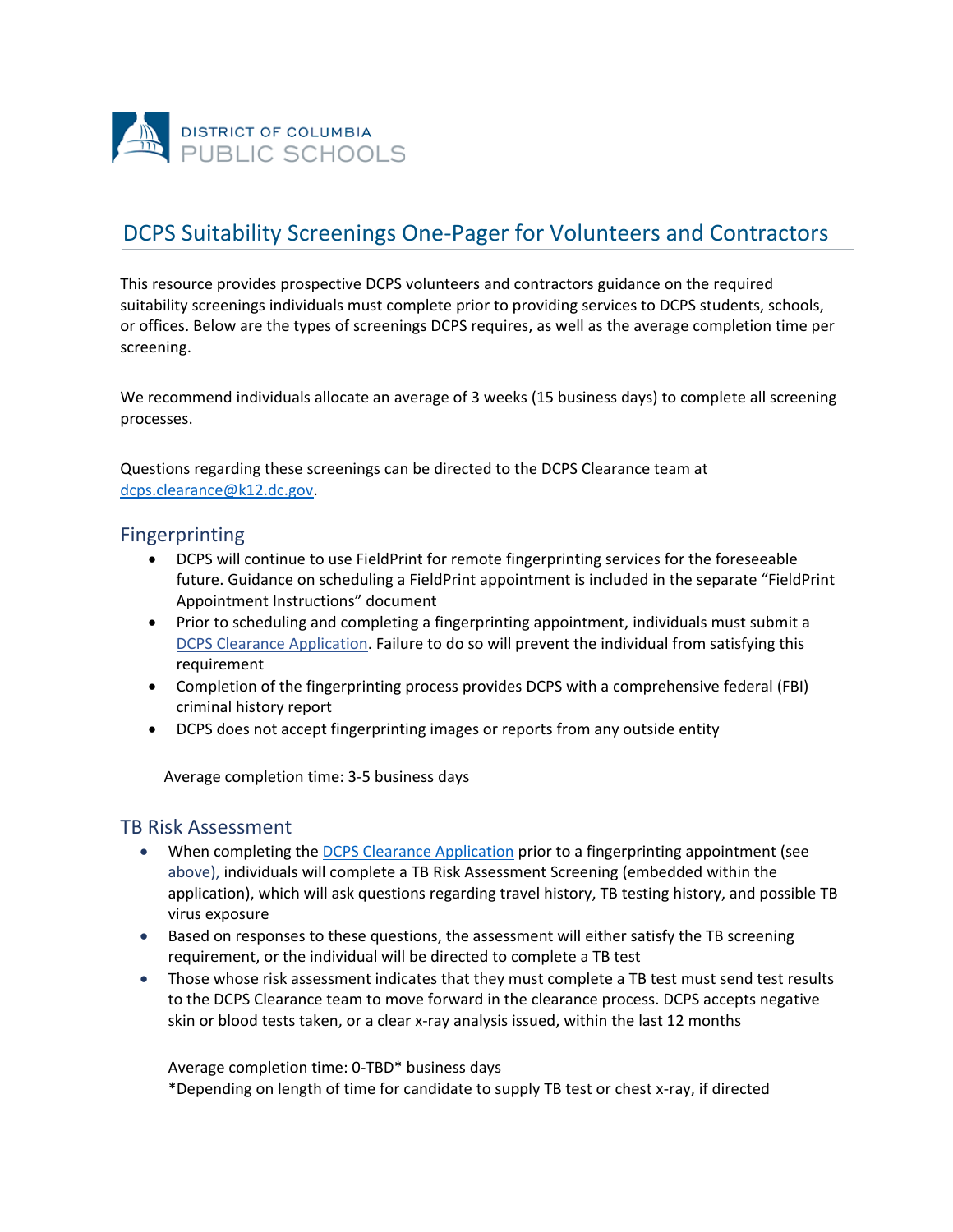DISTRICT OF COLUMBIA
PUBLIC SCHOOLS

# DCPS Suitability Screenings One-Pager for Volunteers and Contractors

This resource provides prospective DCPS volunteers and contractors guidance on the required suitability screenings individuals must complete prior to providing services to DCPS students, schools, or offices. Below are the types of screenings DCPS requires, as well as the average completion time per screening.

We recommend individuals allocate an average of 3 weeks (15 business days) to complete all screening processes.

Questions regarding these screenings can be directed to the DCPS Clearance team at [dcps.clearance@k12.dc.gov](mailto:dcps.clearance@k12.dc.gov).

## Fingerprinting

- DCPS will continue to use FieldPrint for remote fingerprinting services for the foreseeable future. Guidance on scheduling a FieldPrint appointment is included in the separate "FieldPrint Appointment Instructions" document
- Prior to scheduling and completing a fingerprinting appointment, individuals must submit a DCPS Clearance Application. Failure to do so will prevent the individual from satisfying this requirement
- Completion of the fingerprinting process provides DCPS with a comprehensive federal (FBI) criminal history report
- DCPS does not accept fingerprinting images or reports from any outside entity

Average completion time: 3-5 business days

## TB Risk Assessment

- When completing the DCPS Clearance Application prior to a fingerprinting appointment (see above), individuals will complete a TB Risk Assessment Screening (embedded within the application), which will ask questions regarding travel history, TB testing history, and possible TB virus exposure
- Based on responses to these questions, the assessment will either satisfy the TB screening requirement, or the individual will be directed to complete a TB test
- Those whose risk assessment indicates that they must complete a TB test must send test results to the DCPS Clearance team to move forward in the clearance process. DCPS accepts negative skin or blood tests taken, or a clear x-ray analysis issued, within the last 12 months

Average completion time: 0-TBD* business days
*Depending on length of time for candidate to supply TB test or chest x-ray, if directed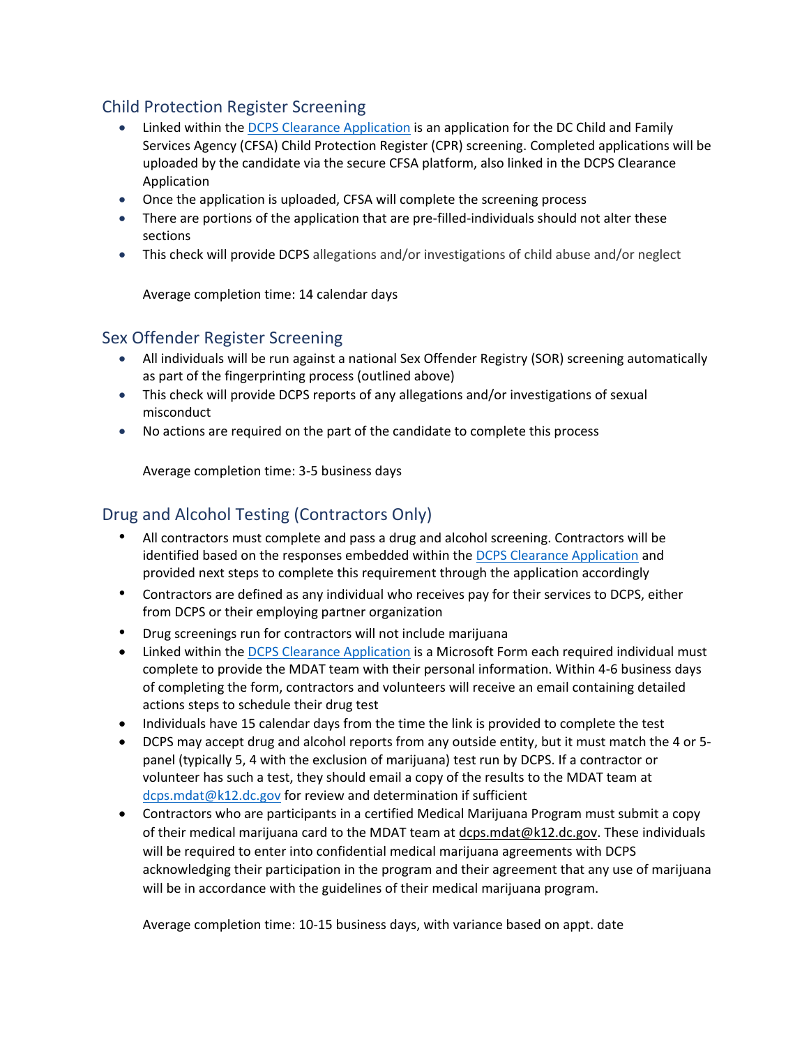## Child Protection Register Screening

- Linked within the DCPS Clearance Application is an application for the DC Child and Family Services Agency (CFSA) Child Protection Register (CPR) screening. Completed applications will be uploaded by the candidate via the secure CFSA platform, also linked in the DCPS Clearance Application
- Once the application is uploaded, CFSA will complete the screening process
- There are portions of the application that are pre-filled-individuals should not alter these sections
- This check will provide DCPS allegations and/or investigations of child abuse and/or neglect

Average completion time: 14 calendar days

## Sex Offender Register Screening

- All individuals will be run against a national Sex Offender Registry (SOR) screening automatically as part of the fingerprinting process (outlined above)
- This check will provide DCPS reports of any allegations and/or investigations of sexual misconduct
- No actions are required on the part of the candidate to complete this process

Average completion time: 3-5 business days

## Drug and Alcohol Testing (Contractors Only)

- All contractors must complete and pass a drug and alcohol screening. Contractors will be identified based on the responses embedded within the DCPS Clearance Application and provided next steps to complete this requirement through the application accordingly
- Contractors are defined as any individual who receives pay for their services to DCPS, either from DCPS or their employing partner organization
- Drug screenings run for contractors will not include marijuana
- Linked within the DCPS Clearance Application is a Microsoft Form each required individual must complete to provide the MDAT team with their personal information. Within 4-6 business days of completing the form, contractors and volunteers will receive an email containing detailed actions steps to schedule their drug test
- Individuals have 15 calendar days from the time the link is provided to complete the test
- DCPS may accept drug and alcohol reports from any outside entity, but it must match the 4 or 5-panel (typically 5, 4 with the exclusion of marijuana) test run by DCPS. If a contractor or volunteer has such a test, they should email a copy of the results to the MDAT team at dcps.mdat@k12.dc.gov for review and determination if sufficient
- Contractors who are participants in a certified Medical Marijuana Program must submit a copy of their medical marijuana card to the MDAT team at dcps.mdat@k12.dc.gov. These individuals will be required to enter into confidential medical marijuana agreements with DCPS acknowledging their participation in the program and their agreement that any use of marijuana will be in accordance with the guidelines of their medical marijuana program.

Average completion time: 10-15 business days, with variance based on appt. date